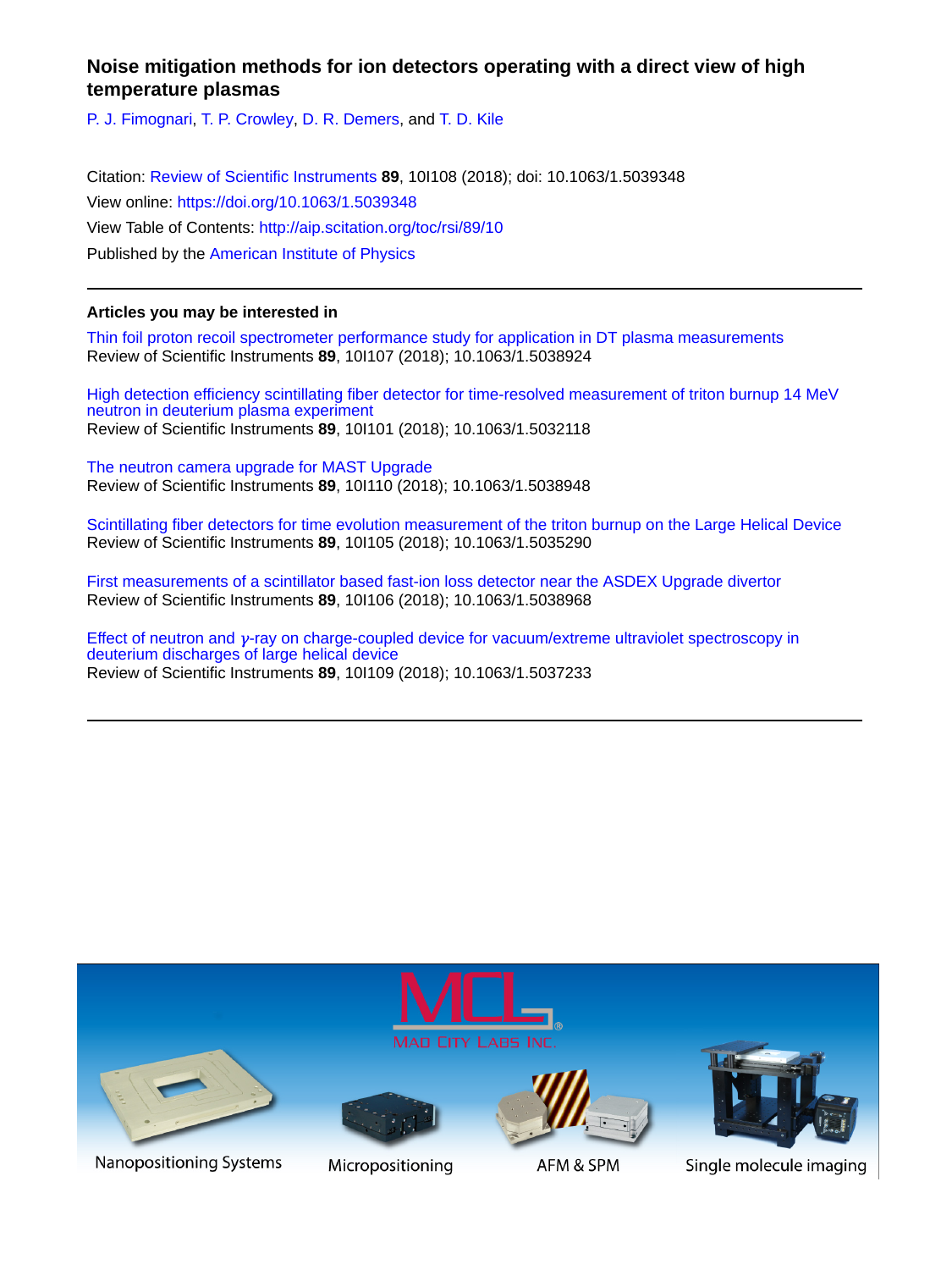# Noise mitigation methods for ion detectors operating with a direct view of high temperature plasmas

P. J. Fimognari, T. P. Crowley, D. R. Demers, and T. D. Kile

Citation: Review of Scientific Instruments **89**, 10I108 (2018); doi: 10.1063/1.5039348

View online: https://doi.org/10.1063/1.5039348

View Table of Contents: http://aip.scitation.org/toc/rsi/89/10

Published by the American Institute of Physics

---

## Articles you may be interested in

Thin foil proton recoil spectrometer performance study for application in DT plasma measurements
Review of Scientific Instruments **89**, 10I107 (2018); 10.1063/1.5038924

High detection efficiency scintillating fiber detector for time-resolved measurement of triton burnup 14 MeV neutron in deuterium plasma experiment
Review of Scientific Instruments **89**, 10I101 (2018); 10.1063/1.5032118

The neutron camera upgrade for MAST Upgrade
Review of Scientific Instruments **89**, 10I110 (2018); 10.1063/1.5038948

Scintillating fiber detectors for time evolution measurement of the triton burnup on the Large Helical Device
Review of Scientific Instruments **89**, 10I105 (2018); 10.1063/1.5035290

First measurements of a scintillator based fast-ion loss detector near the ASDEX Upgrade divertor
Review of Scientific Instruments **89**, 10I106 (2018); 10.1063/1.5038968

Effect of neutron and $\gamma$-ray on charge-coupled device for vacuum/extreme ultraviolet spectroscopy in deuterium discharges of large helical device
Review of Scientific Instruments **89**, 10I109 (2018); 10.1063/1.5037233

---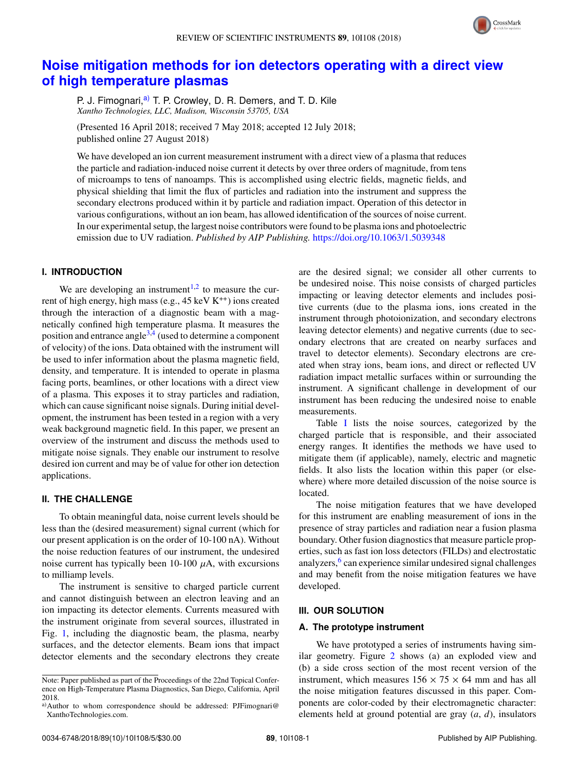# Noise mitigation methods for ion detectors operating with a direct view of high temperature plasmas

P. J. Fimognari,[a)] T. P. Crowley, D. R. Demers, and T. D. Kile

*Xantho Technologies, LLC, Madison, Wisconsin 53705, USA*

(Presented 16 April 2018; received 7 May 2018; accepted 12 July 2018; published online 27 August 2018)

We have developed an ion current measurement instrument with a direct view of a plasma that reduces the particle and radiation-induced noise current it detects by over three orders of magnitude, from tens of microamps to tens of nanoamps. This is accomplished using electric fields, magnetic fields, and physical shielding that limit the flux of particles and radiation into the instrument and suppress the secondary electrons produced within it by particle and radiation impact. Operation of this detector in various configurations, without an ion beam, has allowed identification of the sources of noise current. In our experimental setup, the largest noise contributors were found to be plasma ions and photoelectric emission due to UV radiation. *Published by AIP Publishing.* https://doi.org/10.1063/1.5039348

## I. INTRODUCTION

We are developing an instrument[1,2] to measure the current of high energy, high mass (e.g., 45 keV $K^{++}$) ions created through the interaction of a diagnostic beam with a magnetically confined high temperature plasma. It measures the position and entrance angle[3,4] (used to determine a component of velocity) of the ions. Data obtained with the instrument will be used to infer information about the plasma magnetic field, density, and temperature. It is intended to operate in plasma facing ports, beamlines, or other locations with a direct view of a plasma. This exposes it to stray particles and radiation, which can cause significant noise signals. During initial development, the instrument has been tested in a region with a very weak background magnetic field. In this paper, we present an overview of the instrument and discuss the methods used to mitigate noise signals. They enable our instrument to resolve desired ion current and may be of value for other ion detection applications.

## II. THE CHALLENGE

To obtain meaningful data, noise current levels should be less than the (desired measurement) signal current (which for our present application is on the order of 10-100 nA). Without the noise reduction features of our instrument, the undesired noise current has typically been 10-100 $\mu$A, with excursions to milliamp levels.

The instrument is sensitive to charged particle current and cannot distinguish between an electron leaving and an ion impacting its detector elements. Currents measured with the instrument originate from several sources, illustrated in Fig. 1, including the diagnostic beam, the plasma, nearby surfaces, and the detector elements. Beam ions that impact detector elements and the secondary electrons they create are the desired signal; we consider all other currents to be undesired noise. This noise consists of charged particles impacting or leaving detector elements and includes positive currents (due to the plasma ions, ions created in the instrument through photoionization, and secondary electrons leaving detector elements) and negative currents (due to secondary electrons that are created on nearby surfaces and travel to detector elements). Secondary electrons are created when stray ions, beam ions, and direct or reflected UV radiation impact metallic surfaces within or surrounding the instrument. A significant challenge in development of our instrument has been reducing the undesired noise to enable measurements.

Table I lists the noise sources, categorized by the charged particle that is responsible, and their associated energy ranges. It identifies the methods we have used to mitigate them (if applicable), namely, electric and magnetic fields. It also lists the location within this paper (or elsewhere) where more detailed discussion of the noise source is located.

The noise mitigation features that we have developed for this instrument are enabling measurement of ions in the presence of stray particles and radiation near a fusion plasma boundary. Other fusion diagnostics that measure particle properties, such as fast ion loss detectors (FILDs) and electrostatic analyzers,[6] can experience similar undesired signal challenges and may benefit from the noise mitigation features we have developed.

## III. OUR SOLUTION

### A. The prototype instrument

We have prototyped a series of instruments having similar geometry. Figure 2 shows (a) an exploded view and (b) a side cross section of the most recent version of the instrument, which measures 156 × 75 × 64 mm and has all the noise mitigation features discussed in this paper. Components are color-coded by their electromagnetic character: elements held at ground potential are gray (*a*, *d*), insulators

Note: Paper published as part of the Proceedings of the 22nd Topical Conference on High-Temperature Plasma Diagnostics, San Diego, California, April 2018.

a)Author to whom correspondence should be addressed: PJFimognari@XanthoTechnologies.com.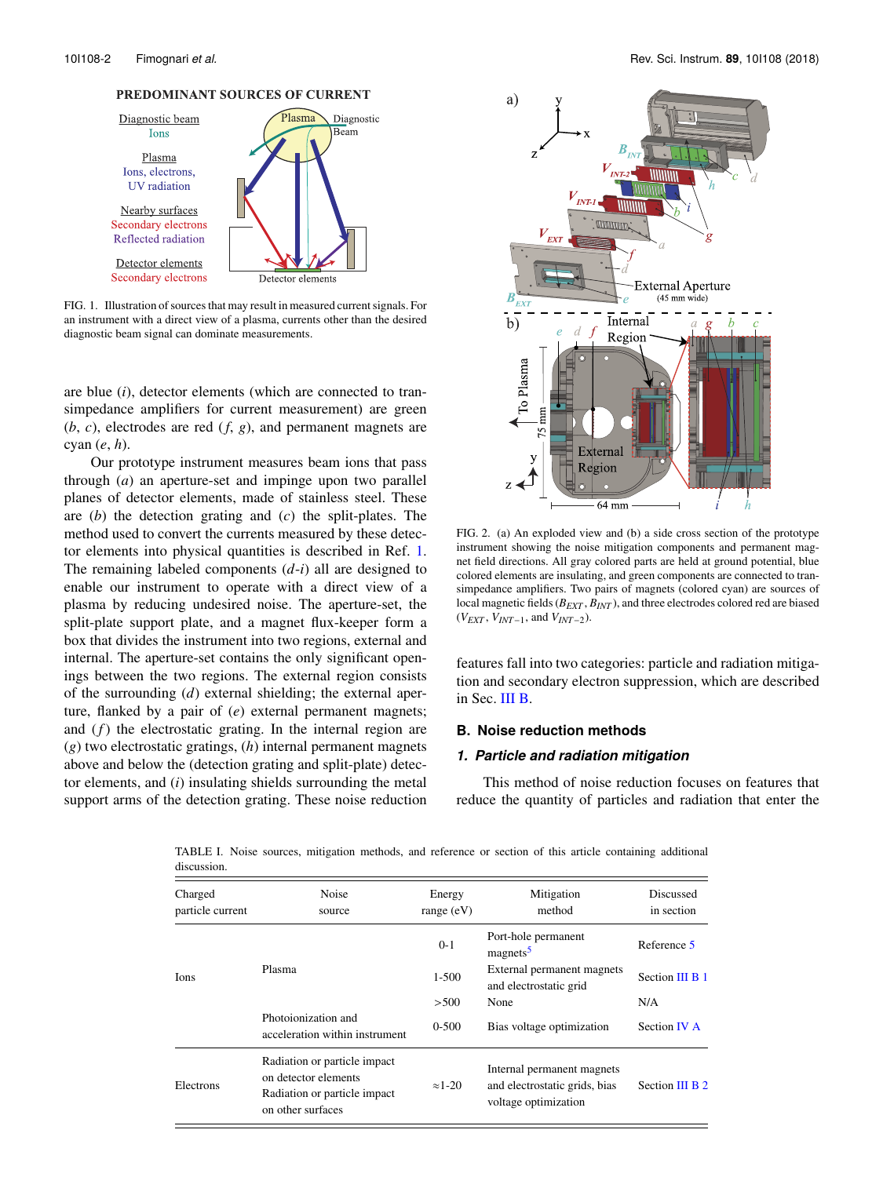FIG. 1. Illustration of sources that may result in measured current signals. For an instrument with a direct view of a plasma, currents other than the desired diagnostic beam signal can dominate measurements.

are blue (*i*), detector elements (which are connected to transimpedance amplifiers for current measurement) are green (*b*, *c*), electrodes are red (*f*, *g*), and permanent magnets are cyan (*e*, *h*).

Our prototype instrument measures beam ions that pass through (*a*) an aperture-set and impinge upon two parallel planes of detector elements, made of stainless steel. These are (*b*) the detection grating and (*c*) the split-plates. The method used to convert the currents measured by these detector elements into physical quantities is described in Ref. 1. The remaining labeled components (*d*-*i*) all are designed to enable our instrument to operate with a direct view of a plasma by reducing undesired noise. The aperture-set, the split-plate support plate, and a magnet flux-keeper form a box that divides the instrument into two regions, external and internal. The aperture-set contains the only significant openings between the two regions. The external region consists of the surrounding (*d*) external shielding; the external aperture, flanked by a pair of (*e*) external permanent magnets; and (*f*) the electrostatic grating. In the internal region are (*g*) two electrostatic gratings, (*h*) internal permanent magnets above and below the (detection grating and split-plate) detector elements, and (*i*) insulating shields surrounding the metal support arms of the detection grating. These noise reduction features fall into two categories: particle and radiation mitigation and secondary electron suppression, which are described in Sec. III B.

FIG. 2. (a) An exploded view and (b) a side cross section of the prototype instrument showing the noise mitigation components and permanent magnet field directions. All gray colored parts are held at ground potential, blue colored elements are insulating, and green components are connected to transimpedance amplifiers. Two pairs of magnets (colored cyan) are sources of local magnetic fields ($B_{EXT}$, $B_{INT}$), and three electrodes colored red are biased ($V_{EXT}$, $V_{INT-1}$, and $V_{INT-2}$).

## B. Noise reduction methods

### 1. Particle and radiation mitigation

This method of noise reduction focuses on features that reduce the quantity of particles and radiation that enter the

TABLE I. Noise sources, mitigation methods, and reference or section of this article containing additional discussion.

| Charged particle current | Noise source | Energy range (eV) | Mitigation method | Discussed in section |
|---|---|---|---|---|
| Ions | Plasma | 0-1 | Port-hole permanent magnets[5] | Reference 5 |
| | | 1-500 | External permanent magnets and electrostatic grid | Section III B 1 |
| | | >500 | None | N/A |
| | Photoionization and acceleration within instrument | 0-500 | Bias voltage optimization | Section IV A |
| Electrons | Radiation or particle impact on detector elements<br>Radiation or particle impact on other surfaces | ≈1-20 | Internal permanent magnets and electrostatic grids, bias voltage optimization | Section III B 2 |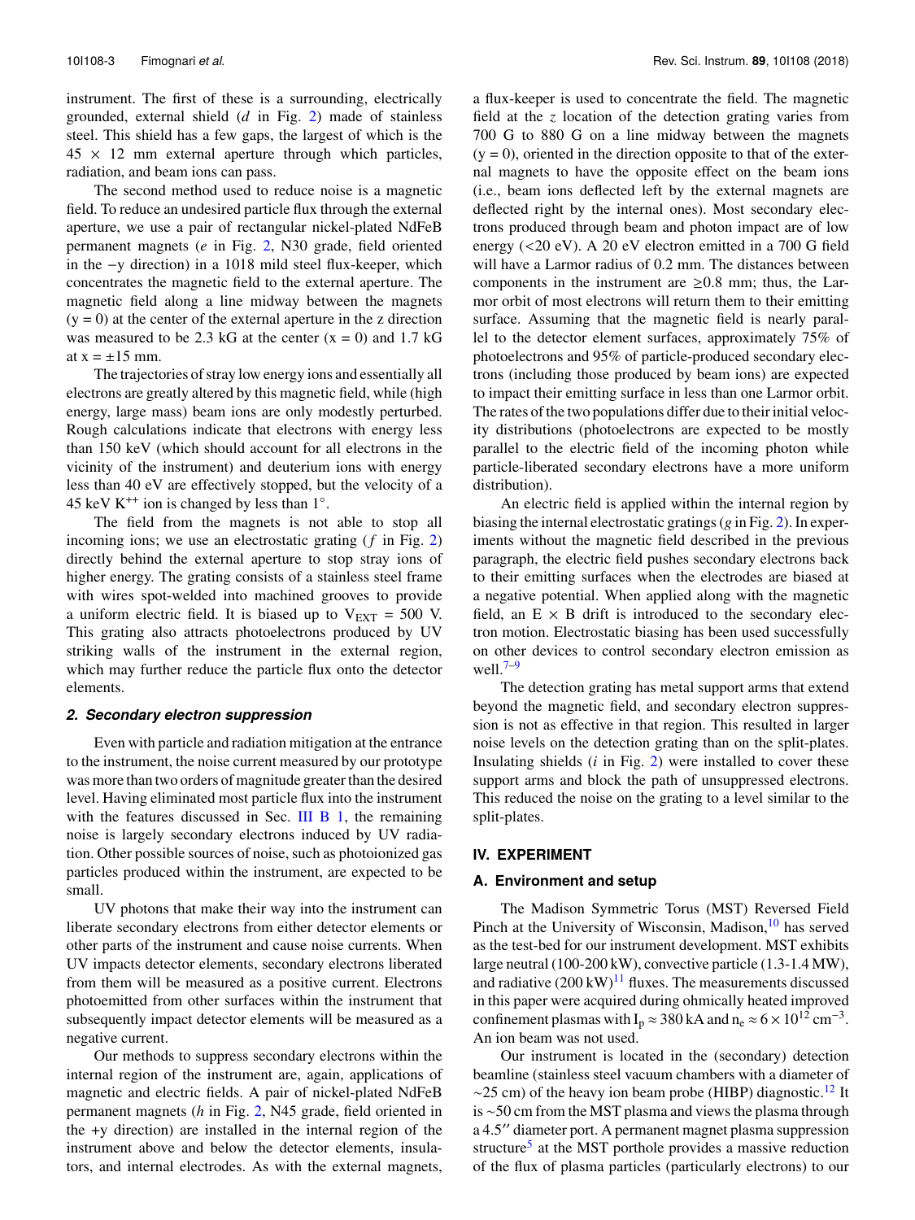instrument. The first of these is a surrounding, electrically grounded, external shield (*d* in Fig. 2) made of stainless steel. This shield has a few gaps, the largest of which is the 45 × 12 mm external aperture through which particles, radiation, and beam ions can pass.

The second method used to reduce noise is a magnetic field. To reduce an undesired particle flux through the external aperture, we use a pair of rectangular nickel-plated NdFeB permanent magnets (*e* in Fig. 2, N30 grade, field oriented in the −y direction) in a 1018 mild steel flux-keeper, which concentrates the magnetic field to the external aperture. The magnetic field along a line midway between the magnets (y = 0) at the center of the external aperture in the z direction was measured to be 2.3 kG at the center (x = 0) and 1.7 kG at x = ±15 mm.

The trajectories of stray low energy ions and essentially all electrons are greatly altered by this magnetic field, while (high energy, large mass) beam ions are only modestly perturbed. Rough calculations indicate that electrons with energy less than 150 keV (which should account for all electrons in the vicinity of the instrument) and deuterium ions with energy less than 40 eV are effectively stopped, but the velocity of a 45 keV $K^{++}$ ion is changed by less than 1°.

The field from the magnets is not able to stop all incoming ions; we use an electrostatic grating (*f* in Fig. 2) directly behind the external aperture to stop stray ions of higher energy. The grating consists of a stainless steel frame with wires spot-welded into machined grooves to provide a uniform electric field. It is biased up to $V_{EXT}$ = 500 V. This grating also attracts photoelectrons produced by UV striking walls of the instrument in the external region, which may further reduce the particle flux onto the detector elements.

#### 2. Secondary electron suppression

Even with particle and radiation mitigation at the entrance to the instrument, the noise current measured by our prototype was more than two orders of magnitude greater than the desired level. Having eliminated most particle flux into the instrument with the features discussed in Sec. III B 1, the remaining noise is largely secondary electrons induced by UV radiation. Other possible sources of noise, such as photoionized gas particles produced within the instrument, are expected to be small.

UV photons that make their way into the instrument can liberate secondary electrons from either detector elements or other parts of the instrument and cause noise currents. When UV impacts detector elements, secondary electrons liberated from them will be measured as a positive current. Electrons photoemitted from other surfaces within the instrument that subsequently impact detector elements will be measured as a negative current.

Our methods to suppress secondary electrons within the internal region of the instrument are, again, applications of magnetic and electric fields. A pair of nickel-plated NdFeB permanent magnets (*h* in Fig. 2, N45 grade, field oriented in the +y direction) are installed in the internal region of the instrument above and below the detector elements, insulators, and internal electrodes. As with the external magnets, a flux-keeper is used to concentrate the field. The magnetic field at the *z* location of the detection grating varies from 700 G to 880 G on a line midway between the magnets (y = 0), oriented in the direction opposite to that of the external magnets to have the opposite effect on the beam ions (i.e., beam ions deflected left by the external magnets are deflected right by the internal ones). Most secondary electrons produced through beam and photon impact are of low energy (<20 eV). A 20 eV electron emitted in a 700 G field will have a Larmor radius of 0.2 mm. The distances between components in the instrument are ≥0.8 mm; thus, the Larmor orbit of most electrons will return them to their emitting surface. Assuming that the magnetic field is nearly parallel to the detector element surfaces, approximately 75% of photoelectrons and 95% of particle-produced secondary electrons (including those produced by beam ions) are expected to impact their emitting surface in less than one Larmor orbit. The rates of the two populations differ due to their initial velocity distributions (photoelectrons are expected to be mostly parallel to the electric field of the incoming photon while particle-liberated secondary electrons have a more uniform distribution).

An electric field is applied within the internal region by biasing the internal electrostatic gratings (*g* in Fig. 2). In experiments without the magnetic field described in the previous paragraph, the electric field pushes secondary electrons back to their emitting surfaces when the electrodes are biased at a negative potential. When applied along with the magnetic field, an E × B drift is introduced to the secondary electron motion. Electrostatic biasing has been used successfully on other devices to control secondary electron emission as well.[7–9]

The detection grating has metal support arms that extend beyond the magnetic field, and secondary electron suppression is not as effective in that region. This resulted in larger noise levels on the detection grating than on the split-plates. Insulating shields (*i* in Fig. 2) were installed to cover these support arms and block the path of unsuppressed electrons. This reduced the noise on the grating to a level similar to the split-plates.

## IV. EXPERIMENT

### A. Environment and setup

The Madison Symmetric Torus (MST) Reversed Field Pinch at the University of Wisconsin, Madison,[10] has served as the test-bed for our instrument development. MST exhibits large neutral (100-200 kW), convective particle (1.3-1.4 MW), and radiative (200 kW)[11] fluxes. The measurements discussed in this paper were acquired during ohmically heated improved confinement plasmas with $I_p \approx 380$ kA and $n_e \approx 6 \times 10^{12}$ cm$^{-3}$. An ion beam was not used.

Our instrument is located in the (secondary) detection beamline (stainless steel vacuum chambers with a diameter of ∼25 cm) of the heavy ion beam probe (HIBP) diagnostic.[12] It is ∼50 cm from the MST plasma and views the plasma through a 4.5″ diameter port. A permanent magnet plasma suppression structure[5] at the MST porthole provides a massive reduction of the flux of plasma particles (particularly electrons) to our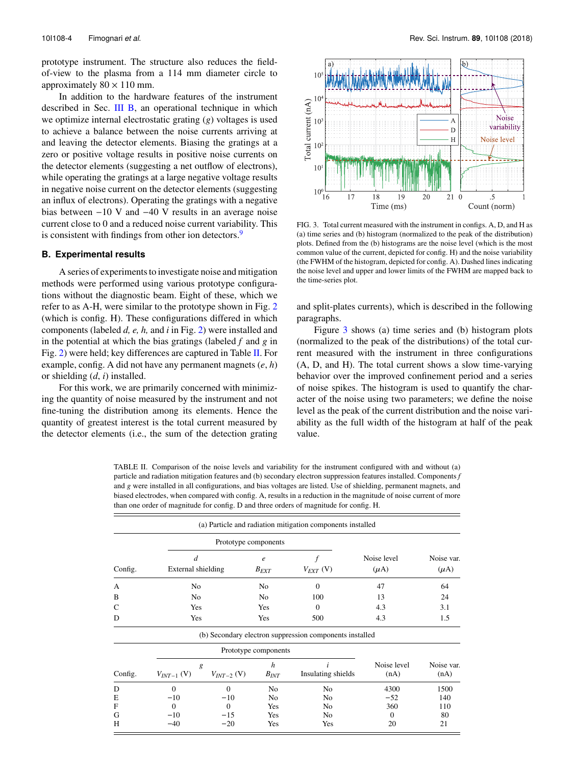prototype instrument. The structure also reduces the field-of-view to the plasma from a 114 mm diameter circle to approximately $80 \times 110$ mm.

In addition to the hardware features of the instrument described in Sec. III B, an operational technique in which we optimize internal electrostatic grating ($g$) voltages is used to achieve a balance between the noise currents arriving at and leaving the detector elements. Biasing the gratings at a zero or positive voltage results in positive noise currents on the detector elements (suggesting a net outflow of electrons), while operating the gratings at a large negative voltage results in negative noise current on the detector elements (suggesting an influx of electrons). Operating the gratings with a negative bias between −10 V and −40 V results in an average noise current close to 0 and a reduced noise current variability. This is consistent with findings from other ion detectors.[9]

### B. Experimental results

A series of experiments to investigate noise and mitigation methods were performed using various prototype configurations without the diagnostic beam. Eight of these, which we refer to as A-H, were similar to the prototype shown in Fig. 2 (which is config. H). These configurations differed in which components (labeled *d, e, h,* and *i* in Fig. 2) were installed and in the potential at which the bias gratings (labeled *f* and *g* in Fig. 2) were held; key differences are captured in Table II. For example, config. A did not have any permanent magnets (*e*, *h*) or shielding (*d*, *i*) installed.

For this work, we are primarily concerned with minimizing the quantity of noise measured by the instrument and not fine-tuning the distribution among its elements. Hence the quantity of greatest interest is the total current measured by the detector elements (i.e., the sum of the detection grating and split-plates currents), which is described in the following paragraphs.

a)
b)
Total current (nA)
$10^5$
$10^4$
$10^3$
$10^2$
$10^1$
$10^0$
16 17 18 19 20 21
Time (ms)
A
D
H
Noise variability
Noise level
0 .5 1
Count (norm)

FIG. 3. Total current measured with the instrument in configs. A, D, and H as (a) time series and (b) histogram (normalized to the peak of the distribution) plots. Defined from the (b) histograms are the noise level (which is the most common value of the current, depicted for config. H) and the noise variability (the FWHM of the histogram, depicted for config. A). Dashed lines indicating the noise level and upper and lower limits of the FWHM are mapped back to the time-series plot.

Figure 3 shows (a) time series and (b) histogram plots (normalized to the peak of the distributions) of the total current measured with the instrument in three configurations (A, D, and H). The total current shows a slow time-varying behavior over the improved confinement period and a series of noise spikes. The histogram is used to quantify the character of the noise using two parameters; we define the noise level as the peak of the current distribution and the noise variability as the full width of the histogram at half of the peak value.

TABLE II. Comparison of the noise levels and variability for the instrument configured with and without (a) particle and radiation mitigation features and (b) secondary electron suppression features installed. Components *f* and *g* were installed in all configurations, and bias voltages are listed. Use of shielding, permanent magnets, and biased electrodes, when compared with config. A, results in a reduction in the magnitude of noise current of more than one order of magnitude for config. D and three orders of magnitude for config. H.

(a) Particle and radiation mitigation components installed

| | Prototype components | | | | |
|---|---|---|---|---|---|
| Config. | *d* External shielding | *e* $B_{EXT}$ | *f* $V_{EXT}$ (V) | Noise level ($\mu$A) | Noise var. ($\mu$A) |
| A | No | No | 0 | 47 | 64 |
| B | No | No | 100 | 13 | 24 |
| C | Yes | Yes | 0 | 4.3 | 3.1 |
| D | Yes | Yes | 500 | 4.3 | 1.5 |

(b) Secondary electron suppression components installed

| | Prototype components | | | | | |
|---|---|---|---|---|---|---|
| Config. | *g* $V_{INT-1}$ (V) | $V_{INT-2}$ (V) | *h* $B_{INT}$ | *i* Insulating shields | Noise level (nA) | Noise var. (nA) |
| D | 0 | 0 | No | No | 4300 | 1500 |
| E | −10 | −10 | No | No | −52 | 140 |
| F | 0 | 0 | Yes | No | 360 | 110 |
| G | −10 | −15 | Yes | No | 0 | 80 |
| H | −40 | −20 | Yes | Yes | 20 | 21 |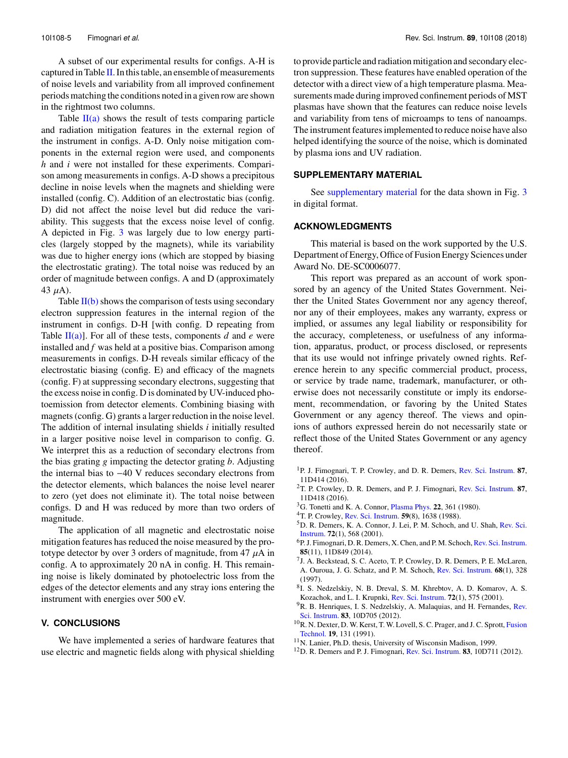A subset of our experimental results for configs. A-H is captured in Table II. In this table, an ensemble of measurements of noise levels and variability from all improved confinement periods matching the conditions noted in a given row are shown in the rightmost two columns.

Table II(a) shows the result of tests comparing particle and radiation mitigation features in the external region of the instrument in configs. A-D. Only noise mitigation components in the external region were used, and components *h* and *i* were not installed for these experiments. Comparison among measurements in configs. A-D shows a precipitous decline in noise levels when the magnets and shielding were installed (config. C). Addition of an electrostatic bias (config. D) did not affect the noise level but did reduce the variability. This suggests that the excess noise level of config. A depicted in Fig. 3 was largely due to low energy particles (largely stopped by the magnets), while its variability was due to higher energy ions (which are stopped by biasing the electrostatic grating). The total noise was reduced by an order of magnitude between configs. A and D (approximately 43 $\mu$A).

Table II(b) shows the comparison of tests using secondary electron suppression features in the internal region of the instrument in configs. D-H [with config. D repeating from Table II(a)]. For all of these tests, components *d* and *e* were installed and *f* was held at a positive bias. Comparison among measurements in configs. D-H reveals similar efficacy of the electrostatic biasing (config. E) and efficacy of the magnets (config. F) at suppressing secondary electrons, suggesting that the excess noise in config. D is dominated by UV-induced photoemission from detector elements. Combining biasing with magnets (config. G) grants a larger reduction in the noise level. The addition of internal insulating shields *i* initially resulted in a larger positive noise level in comparison to config. G. We interpret this as a reduction of secondary electrons from the bias grating *g* impacting the detector grating *b*. Adjusting the internal bias to −40 V reduces secondary electrons from the detector elements, which balances the noise level nearer to zero (yet does not eliminate it). The total noise between configs. D and H was reduced by more than two orders of magnitude.

The application of all magnetic and electrostatic noise mitigation features has reduced the noise measured by the prototype detector by over 3 orders of magnitude, from 47 $\mu$A in config. A to approximately 20 nA in config. H. This remaining noise is likely dominated by photoelectric loss from the edges of the detector elements and any stray ions entering the instrument with energies over 500 eV.

## V. CONCLUSIONS

We have implemented a series of hardware features that use electric and magnetic fields along with physical shielding to provide particle and radiation mitigation and secondary electron suppression. These features have enabled operation of the detector with a direct view of a high temperature plasma. Measurements made during improved confinement periods of MST plasmas have shown that the features can reduce noise levels and variability from tens of microamps to tens of nanoamps. The instrument features implemented to reduce noise have also helped identifying the source of the noise, which is dominated by plasma ions and UV radiation.

## SUPPLEMENTARY MATERIAL

See supplementary material for the data shown in Fig. 3 in digital format.

## ACKNOWLEDGMENTS

This material is based on the work supported by the U.S. Department of Energy, Office of Fusion Energy Sciences under Award No. DE-SC0006077.

This report was prepared as an account of work sponsored by an agency of the United States Government. Neither the United States Government nor any agency thereof, nor any of their employees, makes any warranty, express or implied, or assumes any legal liability or responsibility for the accuracy, completeness, or usefulness of any information, apparatus, product, or process disclosed, or represents that its use would not infringe privately owned rights. Reference herein to any specific commercial product, process, or service by trade name, trademark, manufacturer, or otherwise does not necessarily constitute or imply its endorsement, recommendation, or favoring by the United States Government or any agency thereof. The views and opinions of authors expressed herein do not necessarily state or reflect those of the United States Government or any agency thereof.

[1] P. J. Fimognari, T. P. Crowley, and D. R. Demers, Rev. Sci. Instrum. **87**, 11D414 (2016).
[2] T. P. Crowley, D. R. Demers, and P. J. Fimognari, Rev. Sci. Instrum. **87**, 11D418 (2016).
[3] G. Tonetti and K. A. Connor, Plasma Phys. **22**, 361 (1980).
[4] T. P. Crowley, Rev. Sci. Instrum. **59**(8), 1638 (1988).
[5] D. R. Demers, K. A. Connor, J. Lei, P. M. Schoch, and U. Shah, Rev. Sci. Instrum. **72**(1), 568 (2001).
[6] P. J. Fimognari, D. R. Demers, X. Chen, and P. M. Schoch, Rev. Sci. Instrum. **85**(11), 11D849 (2014).
[7] J. A. Beckstead, S. C. Aceto, T. P. Crowley, D. R. Demers, P. E. McLaren, A. Ouroua, J. G. Schatz, and P. M. Schoch, Rev. Sci. Instrum. **68**(1), 328 (1997).
[8] I. S. Nedzelskiy, N. B. Dreval, S. M. Khrebtov, A. D. Komarov, A. S. Kozachok, and L. I. Krupnki, Rev. Sci. Instrum. **72**(1), 575 (2001).
[9] R. B. Henriques, I. S. Nedzelskiy, A. Malaquias, and H. Fernandes, Rev. Sci. Instrum. **83**, 10D705 (2012).
[10] R. N. Dexter, D. W. Kerst, T. W. Lovell, S. C. Prager, and J. C. Sprott, Fusion Technol. **19**, 131 (1991).
[11] N. Lanier, Ph.D. thesis, University of Wisconsin Madison, 1999.
[12] D. R. Demers and P. J. Fimognari, Rev. Sci. Instrum. **83**, 10D711 (2012).